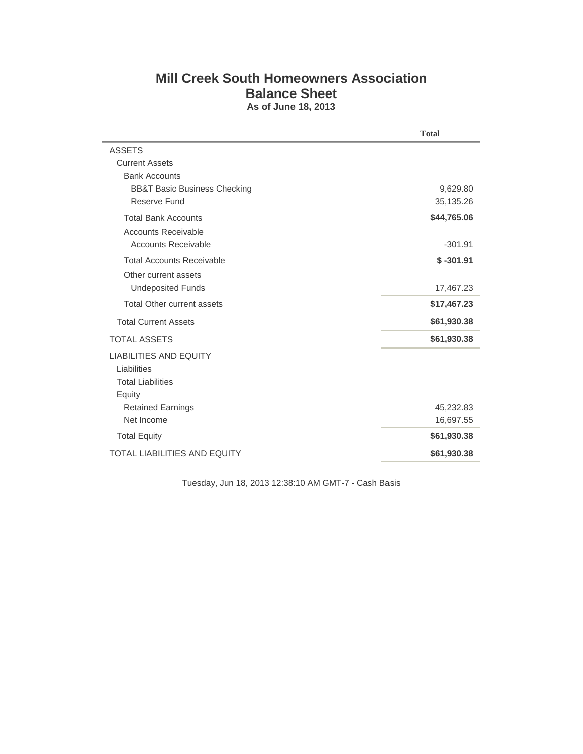# Mill Creek South Homeowners Association

## Balance Sheet

### As of June 18, 2013

| | Total |
|---|---|
| ASSETS | |
| Current Assets | |
| Bank Accounts | |
| BB&T Basic Business Checking | 9,629.80 |
| Reserve Fund | 35,135.26 |
| Total Bank Accounts | **$44,765.06** |
| Accounts Receivable | |
| Accounts Receivable | -301.91 |
| Total Accounts Receivable | **$ -301.91** |
| Other current assets | |
| Undeposited Funds | 17,467.23 |
| Total Other current assets | **$17,467.23** |
| Total Current Assets | **$61,930.38** |
| TOTAL ASSETS | **$61,930.38** |
| LIABILITIES AND EQUITY | |
| Liabilities | |
| Total Liabilities | |
| Equity | |
| Retained Earnings | 45,232.83 |
| Net Income | 16,697.55 |
| Total Equity | **$61,930.38** |
| TOTAL LIABILITIES AND EQUITY | **$61,930.38** |

Tuesday, Jun 18, 2013 12:38:10 AM GMT-7 - Cash Basis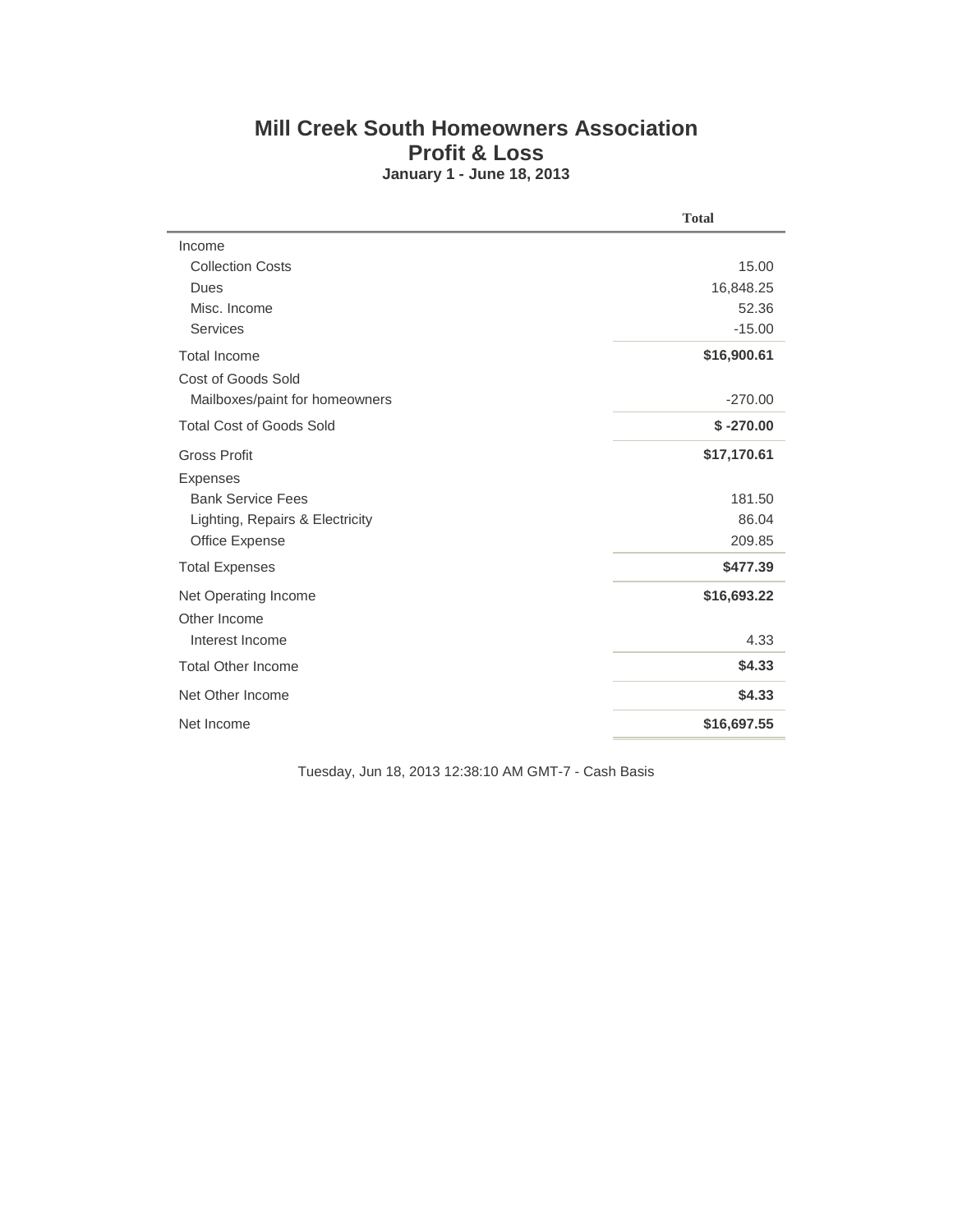# Mill Creek South Homeowners Association

## Profit & Loss

### January 1 - June 18, 2013

| | Total |
|---|---|
| Income | |
| Collection Costs | 15.00 |
| Dues | 16,848.25 |
| Misc. Income | 52.36 |
| Services | -15.00 |
| Total Income | **$16,900.61** |
| Cost of Goods Sold | |
| Mailboxes/paint for homeowners | -270.00 |
| Total Cost of Goods Sold | **$ -270.00** |
| Gross Profit | **$17,170.61** |
| Expenses | |
| Bank Service Fees | 181.50 |
| Lighting, Repairs & Electricity | 86.04 |
| Office Expense | 209.85 |
| Total Expenses | **$477.39** |
| Net Operating Income | **$16,693.22** |
| Other Income | |
| Interest Income | 4.33 |
| Total Other Income | **$4.33** |
| Net Other Income | **$4.33** |
| Net Income | **$16,697.55** |

Tuesday, Jun 18, 2013 12:38:10 AM GMT-7 - Cash Basis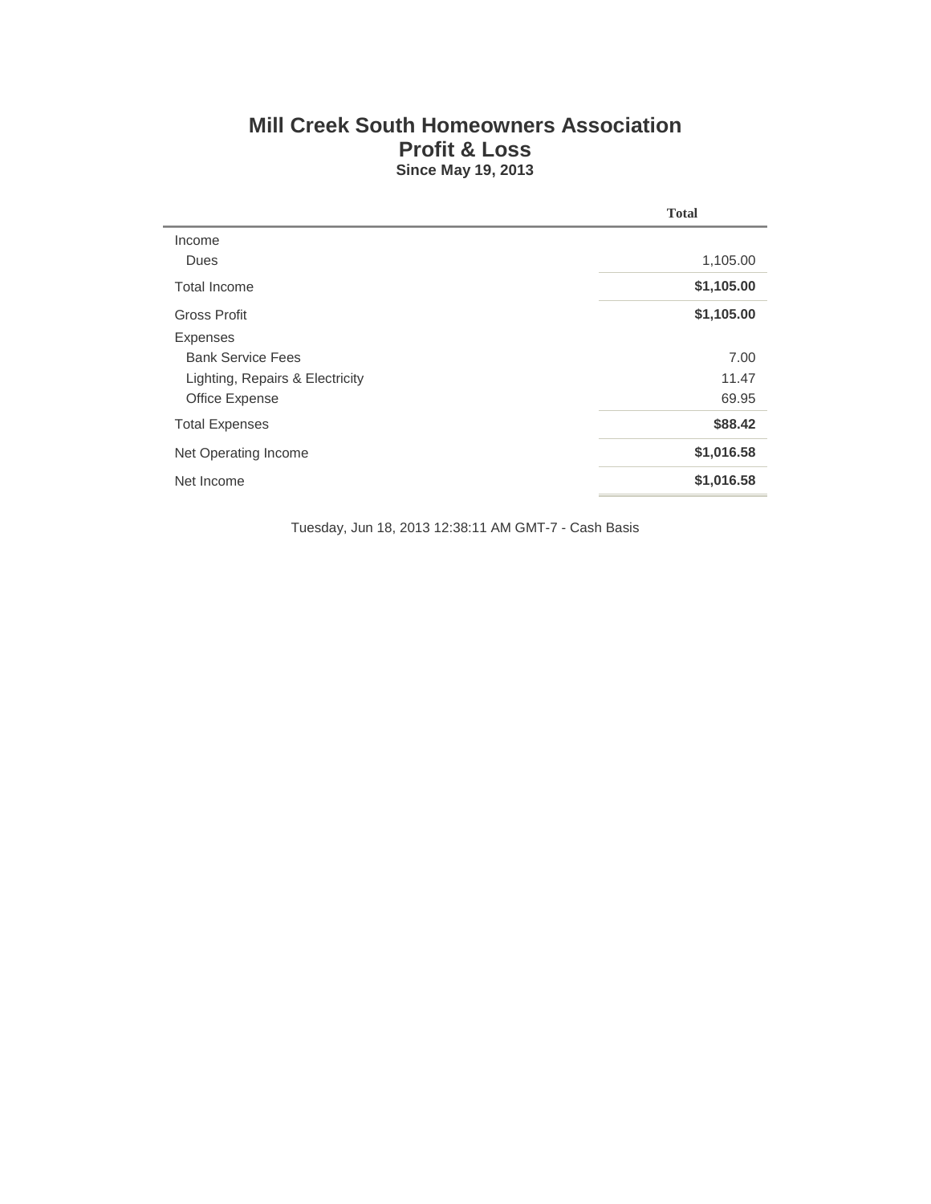# Mill Creek South Homeowners Association

## Profit & Loss

**Since May 19, 2013**

| | Total |
|---|---|
| Income | |
| Dues | 1,105.00 |
| Total Income | **$1,105.00** |
| Gross Profit | **$1,105.00** |
| Expenses | |
| Bank Service Fees | 7.00 |
| Lighting, Repairs & Electricity | 11.47 |
| Office Expense | 69.95 |
| Total Expenses | **$88.42** |
| Net Operating Income | **$1,016.58** |
| Net Income | **$1,016.58** |

Tuesday, Jun 18, 2013 12:38:11 AM GMT-7 - Cash Basis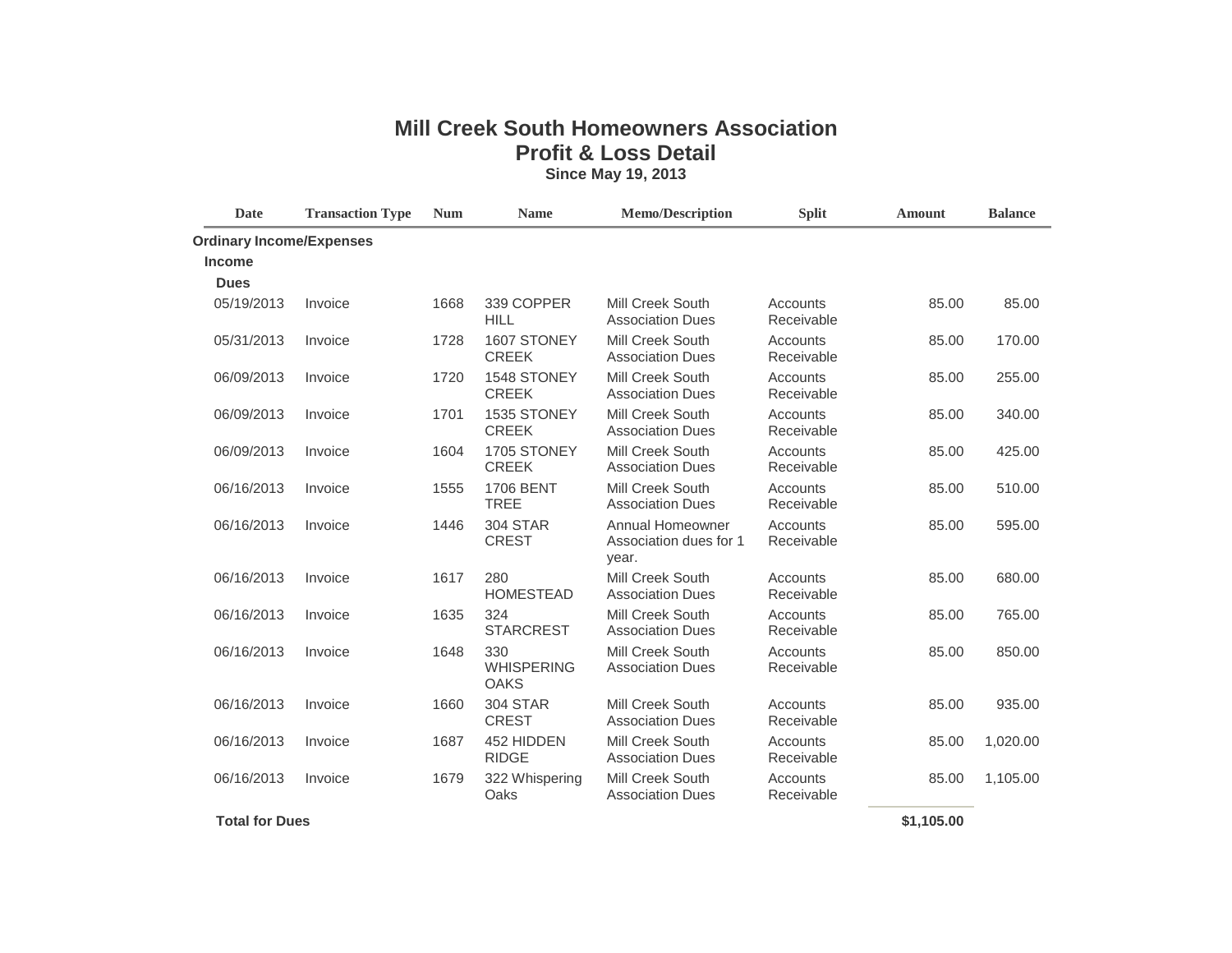# Mill Creek South Homeowners Association

## Profit & Loss Detail

### Since May 19, 2013

| Date | Transaction Type | Num | Name | Memo/Description | Split | Amount | Balance |
|---|---|---|---|---|---|---|---|
| **Ordinary Income/Expenses** | | | | | | | |
| **Income** | | | | | | | |
| **Dues** | | | | | | | |
| 05/19/2013 | Invoice | 1668 | 339 COPPER HILL | Mill Creek South Association Dues | Accounts Receivable | 85.00 | 85.00 |
| 05/31/2013 | Invoice | 1728 | 1607 STONEY CREEK | Mill Creek South Association Dues | Accounts Receivable | 85.00 | 170.00 |
| 06/09/2013 | Invoice | 1720 | 1548 STONEY CREEK | Mill Creek South Association Dues | Accounts Receivable | 85.00 | 255.00 |
| 06/09/2013 | Invoice | 1701 | 1535 STONEY CREEK | Mill Creek South Association Dues | Accounts Receivable | 85.00 | 340.00 |
| 06/09/2013 | Invoice | 1604 | 1705 STONEY CREEK | Mill Creek South Association Dues | Accounts Receivable | 85.00 | 425.00 |
| 06/16/2013 | Invoice | 1555 | 1706 BENT TREE | Mill Creek South Association Dues | Accounts Receivable | 85.00 | 510.00 |
| 06/16/2013 | Invoice | 1446 | 304 STAR CREST | Annual Homeowner Association dues for 1 year. | Accounts Receivable | 85.00 | 595.00 |
| 06/16/2013 | Invoice | 1617 | 280 HOMESTEAD | Mill Creek South Association Dues | Accounts Receivable | 85.00 | 680.00 |
| 06/16/2013 | Invoice | 1635 | 324 STARCREST | Mill Creek South Association Dues | Accounts Receivable | 85.00 | 765.00 |
| 06/16/2013 | Invoice | 1648 | 330 WHISPERING OAKS | Mill Creek South Association Dues | Accounts Receivable | 85.00 | 850.00 |
| 06/16/2013 | Invoice | 1660 | 304 STAR CREST | Mill Creek South Association Dues | Accounts Receivable | 85.00 | 935.00 |
| 06/16/2013 | Invoice | 1687 | 452 HIDDEN RIDGE | Mill Creek South Association Dues | Accounts Receivable | 85.00 | 1,020.00 |
| 06/16/2013 | Invoice | 1679 | 322 Whispering Oaks | Mill Creek South Association Dues | Accounts Receivable | 85.00 | 1,105.00 |
| **Total for Dues** | | | | | | **$1,105.00** | |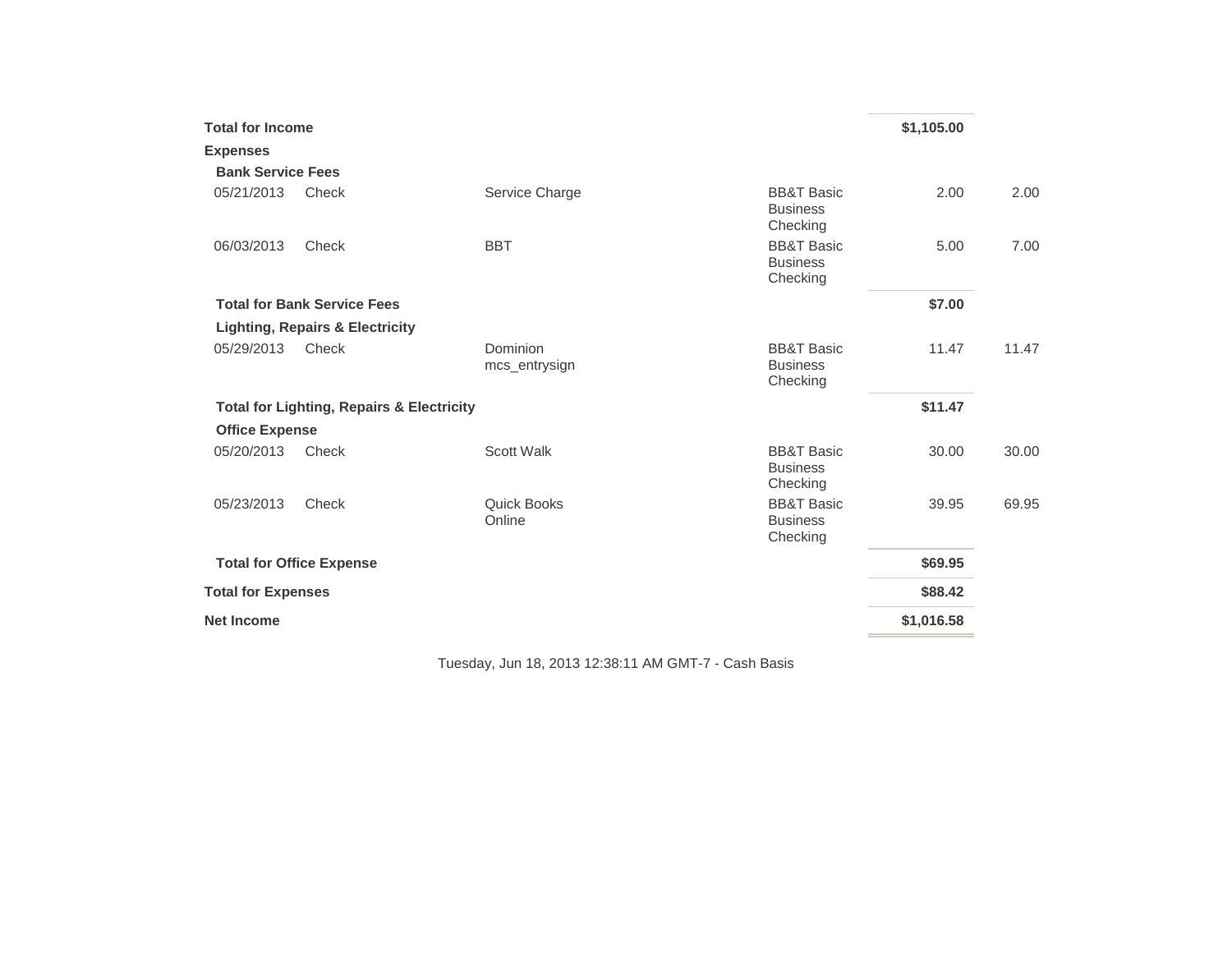| | | | | | |
|---|---|---|---|---|---|
| **Total for Income** | | | | **$1,105.00** | |
| **Expenses** | | | | | |
| **Bank Service Fees** | | | | | |
| 05/21/2013 | Check | Service Charge | BB&T Basic Business Checking | 2.00 | 2.00 |
| 06/03/2013 | Check | BBT | BB&T Basic Business Checking | 5.00 | 7.00 |
| **Total for Bank Service Fees** | | | | **$7.00** | |
| **Lighting, Repairs & Electricity** | | | | | |
| 05/29/2013 | Check | Dominion mcs_entrysign | BB&T Basic Business Checking | 11.47 | 11.47 |
| **Total for Lighting, Repairs & Electricity** | | | | **$11.47** | |
| **Office Expense** | | | | | |
| 05/20/2013 | Check | Scott Walk | BB&T Basic Business Checking | 30.00 | 30.00 |
| 05/23/2013 | Check | Quick Books Online | BB&T Basic Business Checking | 39.95 | 69.95 |
| **Total for Office Expense** | | | | **$69.95** | |
| **Total for Expenses** | | | | **$88.42** | |
| **Net Income** | | | | **$1,016.58** | |

Tuesday, Jun 18, 2013 12:38:11 AM GMT-7 - Cash Basis